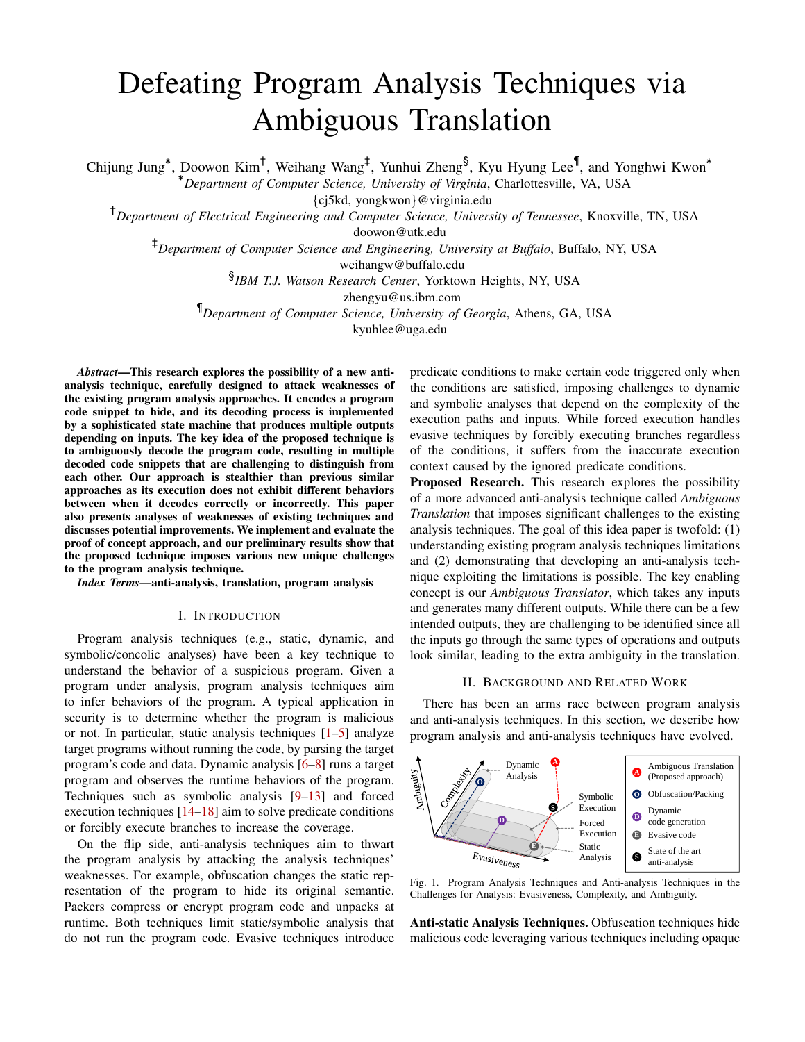# Defeating Program Analysis Techniques via Ambiguous Translation

Chijung Jung*, Doowon Kim†, Weihang Wang‡, Yunhui Zheng§, Kyu Hyung Lee¶, and Yonghwi Kwon*

*Department of Computer Science, University of Virginia, Charlottesville, VA, USA
{cj5kd, yongkwon}@virginia.edu

†Department of Electrical Engineering and Computer Science, University of Tennessee, Knoxville, TN, USA
doowon@utk.edu

‡Department of Computer Science and Engineering, University at Buffalo, Buffalo, NY, USA
weihangw@buffalo.edu

§IBM T.J. Watson Research Center, Yorktown Heights, NY, USA
zhengyu@us.ibm.com

¶Department of Computer Science, University of Georgia, Athens, GA, USA
kyuhlee@uga.edu

***Abstract*—This research explores the possibility of a new anti-analysis technique, carefully designed to attack weaknesses of the existing program analysis approaches. It encodes a program code snippet to hide, and its decoding process is implemented by a sophisticated state machine that produces multiple outputs depending on inputs. The key idea of the proposed technique is to ambiguously decode the program code, resulting in multiple decoded code snippets that are challenging to distinguish from each other. Our approach is stealthier than previous similar approaches as its execution does not exhibit different behaviors between when it decodes correctly or incorrectly. This paper also presents analyses of weaknesses of existing techniques and discusses potential improvements. We implement and evaluate the proof of concept approach, and our preliminary results show that the proposed technique imposes various new unique challenges to the program analysis technique.**

***Index Terms*—anti-analysis, translation, program analysis**

## I. Introduction

Program analysis techniques (e.g., static, dynamic, and symbolic/concolic analyses) have been a key technique to understand the behavior of a suspicious program. Given a program under analysis, program analysis techniques aim to infer behaviors of the program. A typical application in security is to determine whether the program is malicious or not. In particular, static analysis techniques [1–5] analyze target programs without running the code, by parsing the target program's code and data. Dynamic analysis [6–8] runs a target program and observes the runtime behaviors of the program. Techniques such as symbolic analysis [9–13] and forced execution techniques [14–18] aim to solve predicate conditions or forcibly execute branches to increase the coverage.

On the flip side, anti-analysis techniques aim to thwart the program analysis by attacking the analysis techniques' weaknesses. For example, obfuscation changes the static representation of the program to hide its original semantic. Packers compress or encrypt program code and unpacks at runtime. Both techniques limit static/symbolic analysis that do not run the program code. Evasive techniques introduce predicate conditions to make certain code triggered only when the conditions are satisfied, imposing challenges to dynamic and symbolic analyses that depend on the complexity of the execution paths and inputs. While forced execution handles evasive techniques by forcibly executing branches regardless of the conditions, it suffers from the inaccurate execution context caused by the ignored predicate conditions.

**Proposed Research.** This research explores the possibility of a more advanced anti-analysis technique called *Ambiguous Translation* that imposes significant challenges to the existing analysis techniques. The goal of this idea paper is twofold: (1) understanding existing program analysis techniques limitations and (2) demonstrating that developing an anti-analysis technique exploiting the limitations is possible. The key enabling concept is our *Ambiguous Translator*, which takes any inputs and generates many different outputs. While there can be a few intended outputs, they are challenging to be identified since all the inputs go through the same types of operations and outputs look similar, leading to the extra ambiguity in the translation.

## II. Background and Related Work

There has been an arms race between program analysis and anti-analysis techniques. In this section, we describe how program analysis and anti-analysis techniques have evolved.

Fig. 1. Program Analysis Techniques and Anti-analysis Techniques in the Challenges for Analysis: Evasiveness, Complexity, and Ambiguity.

**Anti-static Analysis Techniques.** Obfuscation techniques hide malicious code leveraging various techniques including opaque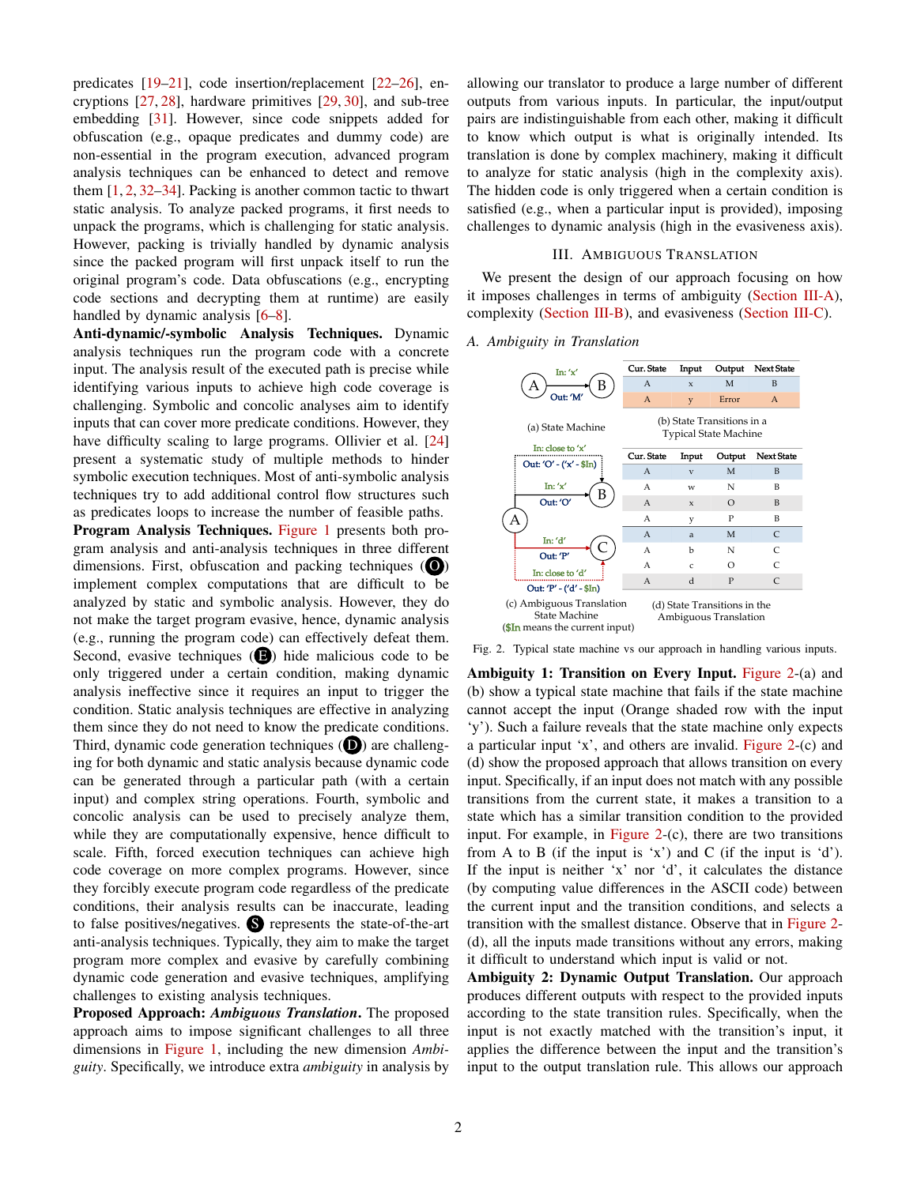predicates [19–21], code insertion/replacement [22–26], encryptions [27, 28], hardware primitives [29, 30], and sub-tree embedding [31]. However, since code snippets added for obfuscation (e.g., opaque predicates and dummy code) are non-essential in the program execution, advanced program analysis techniques can be enhanced to detect and remove them [1, 2, 32–34]. Packing is another common tactic to thwart static analysis. To analyze packed programs, it first needs to unpack the programs, which is challenging for static analysis. However, packing is trivially handled by dynamic analysis since the packed program will first unpack itself to run the original program's code. Data obfuscations (e.g., encrypting code sections and decrypting them at runtime) are easily handled by dynamic analysis [6–8].

**Anti-dynamic/-symbolic Analysis Techniques.** Dynamic analysis techniques run the program code with a concrete input. The analysis result of the executed path is precise while identifying various inputs to achieve high code coverage is challenging. Symbolic and concolic analyses aim to identify inputs that can cover more predicate conditions. However, they have difficulty scaling to large programs. Ollivier et al. [24] present a systematic study of multiple methods to hinder symbolic execution techniques. Most of anti-symbolic analysis techniques try to add additional control flow structures such as predicates loops to increase the number of feasible paths.

**Program Analysis Techniques.** Figure 1 presents both program analysis and anti-analysis techniques in three different dimensions. First, obfuscation and packing techniques (O) implement complex computations that are difficult to be analyzed by static and symbolic analysis. However, they do not make the target program evasive, hence, dynamic analysis (e.g., running the program code) can effectively defeat them. Second, evasive techniques (E) hide malicious code to be only triggered under a certain condition, making dynamic analysis ineffective since it requires an input to trigger the condition. Static analysis techniques are effective in analyzing them since they do not need to know the predicate conditions. Third, dynamic code generation techniques (D) are challenging for both dynamic and static analysis because dynamic code can be generated through a particular path (with a certain input) and complex string operations. Fourth, symbolic and concolic analysis can be used to precisely analyze them, while they are computationally expensive, hence difficult to scale. Fifth, forced execution techniques can achieve high code coverage on more complex programs. However, since they forcibly execute program code regardless of the predicate conditions, their analysis results can be inaccurate, leading to false positives/negatives. (S) represents the state-of-the-art anti-analysis techniques. Typically, they aim to make the target program more complex and evasive by carefully combining dynamic code generation and evasive techniques, amplifying challenges to existing analysis techniques.

**Proposed Approach: *Ambiguous Translation*.** The proposed approach aims to impose significant challenges to all three dimensions in Figure 1, including the new dimension *Ambiguity*. Specifically, we introduce extra *ambiguity* in analysis by allowing our translator to produce a large number of different outputs from various inputs. In particular, the input/output pairs are indistinguishable from each other, making it difficult to know which output is what is originally intended. Its translation is done by complex machinery, making it difficult to analyze for static analysis (high in the complexity axis). The hidden code is only triggered when a certain condition is satisfied (e.g., when a particular input is provided), imposing challenges to dynamic analysis (high in the evasiveness axis).

## III. Ambiguous Translation

We present the design of our approach focusing on how it imposes challenges in terms of ambiguity (Section III-A), complexity (Section III-B), and evasiveness (Section III-C).

### A. *Ambiguity in Translation*

(a) State Machine

| Cur. State | Input | Output | Next State |
|---|---|---|---|
| A | x | M | B |
| A | y | Error | A |

(b) State Transitions in a Typical State Machine

(c) Ambiguous Translation State Machine ($In means the current input)

| Cur. State | Input | Output | Next State |
|---|---|---|---|
| A | v | M | B |
| A | w | N | B |
| A | x | O | B |
| A | y | P | B |
| A | a | M | C |
| A | b | N | C |
| A | c | O | C |
| A | d | P | C |

(d) State Transitions in the Ambiguous Translation

Fig. 2. Typical state machine vs our approach in handling various inputs.

**Ambiguity 1: Transition on Every Input.** Figure 2-(a) and (b) show a typical state machine that fails if the state machine cannot accept the input (Orange shaded row with the input 'y'). Such a failure reveals that the state machine only expects a particular input 'x', and others are invalid. Figure 2-(c) and (d) show the proposed approach that allows transition on every input. Specifically, if an input does not match with any possible transitions from the current state, it makes a transition to a state which has a similar transition condition to the provided input. For example, in Figure 2-(c), there are two transitions from A to B (if the input is 'x') and C (if the input is 'd'). If the input is neither 'x' nor 'd', it calculates the distance (by computing value differences in the ASCII code) between the current input and the transition conditions, and selects a transition with the smallest distance. Observe that in Figure 2-(d), all the inputs made transitions without any errors, making it difficult to understand which input is valid or not.

**Ambiguity 2: Dynamic Output Translation.** Our approach produces different outputs with respect to the provided inputs according to the state transition rules. Specifically, when the input is not exactly matched with the transition's input, it applies the difference between the input and the transition's input to the output translation rule. This allows our approach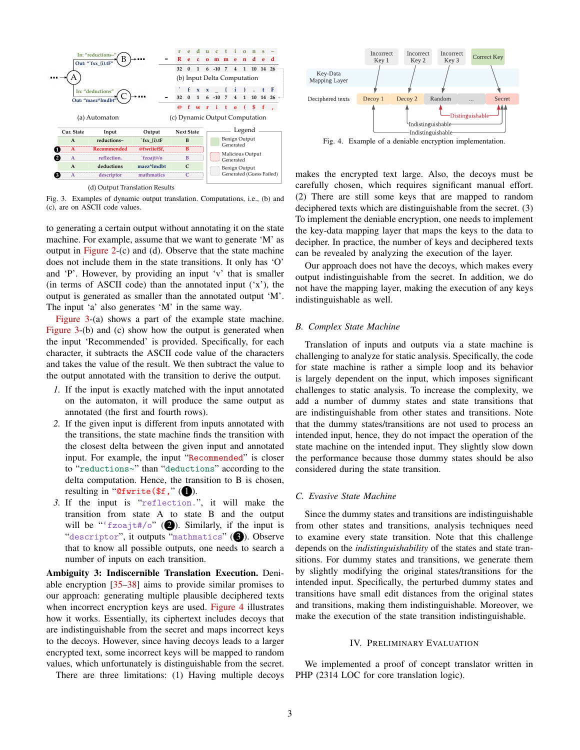Fig. 3. Examples of dynamic output translation. Computations, i.e., (b) and (c), are on ASCII code values.

to generating a certain output without annotating it on the state machine. For example, assume that we want to generate 'M' as output in Figure 2-(c) and (d). Observe that the state machine does not include them in the state transitions. It only has 'O' and 'P'. However, by providing an input 'v' that is smaller (in terms of ASCII code) than the annotated input ('x'), the output is generated as smaller than the annotated output 'M'. The input 'a' also generates 'M' in the same way.

Figure 3-(a) shows a part of the example state machine. Figure 3-(b) and (c) show how the output is generated when the input 'Recommended' is provided. Specifically, for each character, it subtracts the ASCII code value of the characters and takes the value of the result. We then subtract the value to the output annotated with the transition to derive the output.

1. If the input is exactly matched with the input annotated on the automaton, it will produce the same output as annotated (the first and fourth rows).
2. If the given input is different from inputs annotated with the transitions, the state machine finds the transition with the closest delta between the given input and annotated input. For example, the input "`Recommended`" is closer to "`reductions~`" than "`deductions`" according to the delta computation. Hence, the transition to B is chosen, resulting in "`@fwrite($f,`" (❶).
3. If the input is "`reflection.`", it will make the transition from state A to state B and the output will be "`'fzoajt#/o`" (❷). Similarly, if the input is "`descriptor`", it outputs "`mathmatics`" (❸). Observe that to know all possible outputs, one needs to search a number of inputs on each transition.

**Ambiguity 3: Indiscernible Translation Execution.** Deniable encryption [35–38] aims to provide similar promises to our approach: generating multiple plausible deciphered texts when incorrect encryption keys are used. Figure 4 illustrates how it works. Essentially, its ciphertext includes decoys that are indistinguishable from the secret and maps incorrect keys to the decoys. However, since having decoys leads to a larger encrypted text, some incorrect keys will be mapped to random values, which unfortunately is distinguishable from the secret.

There are three limitations: (1) Having multiple decoys makes the encrypted text large. Also, the decoys must be carefully chosen, which requires significant manual effort. (2) There are still some keys that are mapped to random deciphered texts which are distinguishable from the secret. (3) To implement the deniable encryption, one needs to implement the key-data mapping layer that maps the keys to the data to decipher. In practice, the number of keys and deciphered texts for state machine is rather a simple loop and its behavior can be revealed by analyzing the execution of the layer.

Our approach does not have the decoys, which makes every output indistinguishable from the secret. In addition, we do not have the mapping layer, making the execution of any keys indistinguishable as well.

Fig. 4. Example of a deniable encryption implementation.

### B. Complex State Machine

Translation of inputs and outputs via a state machine is challenging to analyze for static analysis. Specifically, the code for state machine is rather a simple loop and its behavior is largely dependent on the input, which imposes significant challenges to static analysis. To increase the complexity, we add a number of dummy states and state transitions that are indistinguishable from other states and transitions. Note that the dummy states/transitions are not used to process an intended input, hence, they do not impact the operation of the state machine on the intended input. They slightly slow down the performance because those dummy states should be also considered during the state transition.

### C. Evasive State Machine

Since the dummy states and transitions are indistinguishable from other states and transitions, analysis techniques need to examine every state transition. Note that this challenge depends on the *indistinguishability* of the states and state transitions. For dummy states and transitions, we generate them by slightly modifying the original states/transitions for the intended input. Specifically, the perturbed dummy states and transitions have small edit distances from the original states and transitions, making them indistinguishable. Moreover, we make the execution of the state transition indistinguishable.

## IV. Preliminary Evaluation

We implemented a proof of concept translator written in PHP (2314 LOC for core translation logic).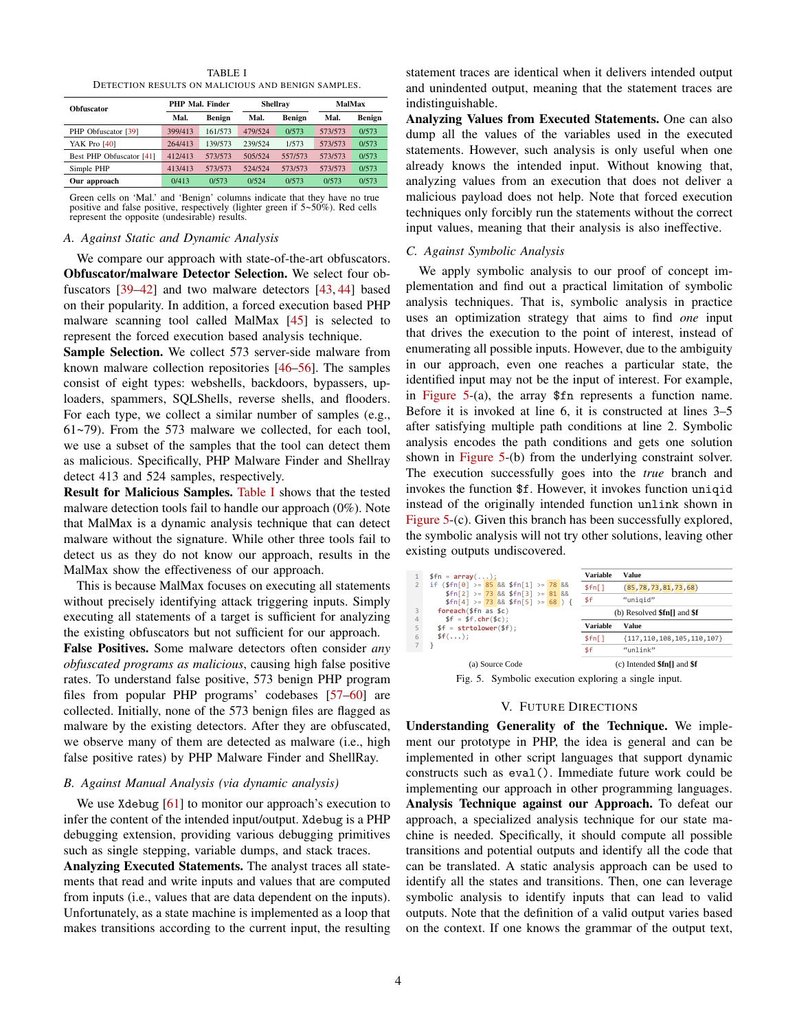TABLE I
DETECTION RESULTS ON MALICIOUS AND BENIGN SAMPLES.

| Obfuscator | PHP Mal. Finder | | Shellray | | MalMax | |
|---|---|---|---|---|---|---|
| | Mal. | Benign | Mal. | Benign | Mal. | Benign |
| PHP Obfuscator [39] | 399/413 | 161/573 | 479/524 | 0/573 | 573/573 | 0/573 |
| YAK Pro [40] | 264/413 | 139/573 | 239/524 | 1/573 | 573/573 | 0/573 |
| Best PHP Obfuscator [41] | 412/413 | 573/573 | 505/524 | 557/573 | 573/573 | 0/573 |
| Simple PHP | 413/413 | 573/573 | 524/524 | 573/573 | 573/573 | 0/573 |
| **Our approach** | 0/413 | 0/573 | 0/524 | 0/573 | 0/573 | 0/573 |

Green cells on 'Mal.' and 'Benign' columns indicate that they have no true positive and false positive, respectively (lighter green if 5~50%). Red cells represent the opposite (undesirable) results.

### A. Against Static and Dynamic Analysis

We compare our approach with state-of-the-art obfuscators. **Obfuscator/malware Detector Selection.** We select four obfuscators [39–42] and two malware detectors [43, 44] based on their popularity. In addition, a forced execution based PHP malware scanning tool called MalMax [45] is selected to represent the forced execution based analysis technique.

**Sample Selection.** We collect 573 server-side malware from known malware collection repositories [46–56]. The samples consist of eight types: webshells, backdoors, bypassers, uploaders, spammers, SQLShells, reverse shells, and flooders. For each type, we collect a similar number of samples (e.g., 61~79). From the 573 malware we collected, for each tool, we use a subset of the samples that the tool can detect them as malicious. Specifically, PHP Malware Finder and Shellray detect 413 and 524 samples, respectively.

**Result for Malicious Samples.** Table I shows that the tested malware detection tools fail to handle our approach (0%). Note that MalMax is a dynamic analysis technique that can detect malware without the signature. While other three tools fail to detect us as they do not know our approach, results in the MalMax show the effectiveness of our approach.

This is because MalMax focuses on executing all statements without precisely identifying attack triggering inputs. Simply executing all statements of a target is sufficient for analyzing the existing obfuscators but not sufficient for our approach.

**False Positives.** Some malware detectors often consider *any obfuscated programs as malicious*, causing high false positive rates. To understand false positive, 573 benign PHP program files from popular PHP programs' codebases [57–60] are collected. Initially, none of the 573 benign files are flagged as malware by the existing detectors. After they are obfuscated, we observe many of them are detected as malware (i.e., high false positive rates) by PHP Malware Finder and ShellRay.

### B. Against Manual Analysis (via dynamic analysis)

We use Xdebug [61] to monitor our approach's execution to infer the content of the intended input/output. Xdebug is a PHP debugging extension, providing various debugging primitives such as single stepping, variable dumps, and stack traces.

**Analyzing Executed Statements.** The analyst traces all statements that read and write inputs and values that are computed from inputs (i.e., values that are data dependent on the inputs). Unfortunately, as a state machine is implemented as a loop that makes transitions according to the current input, the resulting statement traces are identical when it delivers intended output and unindented output, meaning that the statement traces are indistinguishable.

**Analyzing Values from Executed Statements.** One can also dump all the values of the variables used in the executed statements. However, such analysis is only useful when one already knows the intended input. Without knowing that, analyzing values from an execution that does not deliver a malicious payload does not help. Note that forced execution techniques only forcibly run the statements without the correct input values, meaning that their analysis is also ineffective.

### C. Against Symbolic Analysis

We apply symbolic analysis to our proof of concept implementation and find out a practical limitation of symbolic analysis techniques. That is, symbolic analysis in practice uses an optimization strategy that aims to find *one* input that drives the execution to the point of interest, instead of enumerating all possible inputs. However, due to the ambiguity in our approach, even one reaches a particular state, the identified input may not be the input of interest. For example, in Figure 5-(a), the array $fn represents a function name. Before it is invoked at line 6, it is constructed at lines 3–5 after satisfying multiple path conditions at line 2. Symbolic analysis encodes the path conditions and gets one solution shown in Figure 5-(b) from the underlying constraint solver. The execution successfully goes into the *true* branch and invokes the function $f. However, it invokes function uniqid instead of the originally intended function unlink shown in Figure 5-(c). Given this branch has been successfully explored, the symbolic analysis will not try other solutions, leaving other existing outputs undiscovered.

```
1  $fn = array(...);
2  if ($fn[0] >= 85 && $fn[1] >= 78 &&
       $fn[2] >= 73 && $fn[3] >= 81 &&
       $fn[4] >= 73 && $fn[5] >= 68 ) {
3    foreach($fn as $c)
4      $f = $f.chr($c);
5    $f = strtolower($f);
6    $f(...);
7  }
```

(a) Source Code

| Variable | Value |
|---|---|
| $fn[] | {85,78,73,81,73,68} |
| $f | "uniqid" |

(b) Resolved **$fn[]** and **$f**

| Variable | Value |
|---|---|
| $fn[] | {117,110,108,105,110,107} |
| $f | "unlink" |

(c) Intended **$fn[]** and **$f**

Fig. 5. Symbolic execution exploring a single input.

## V. Future Directions

**Understanding Generality of the Technique.** We implement our prototype in PHP, the idea is general and can be implemented in other script languages that support dynamic constructs such as eval(). Immediate future work could be implementing our approach in other programming languages.

**Analysis Technique against our Approach.** To defeat our approach, a specialized analysis technique for our state machine is needed. Specifically, it should compute all possible transitions and potential outputs and identify all the code that can be translated. A static analysis approach can be used to identify all the states and transitions. Then, one can leverage symbolic analysis to identify inputs that can lead to valid outputs. Note that the definition of a valid output varies based on the context. If one knows the grammar of the output text,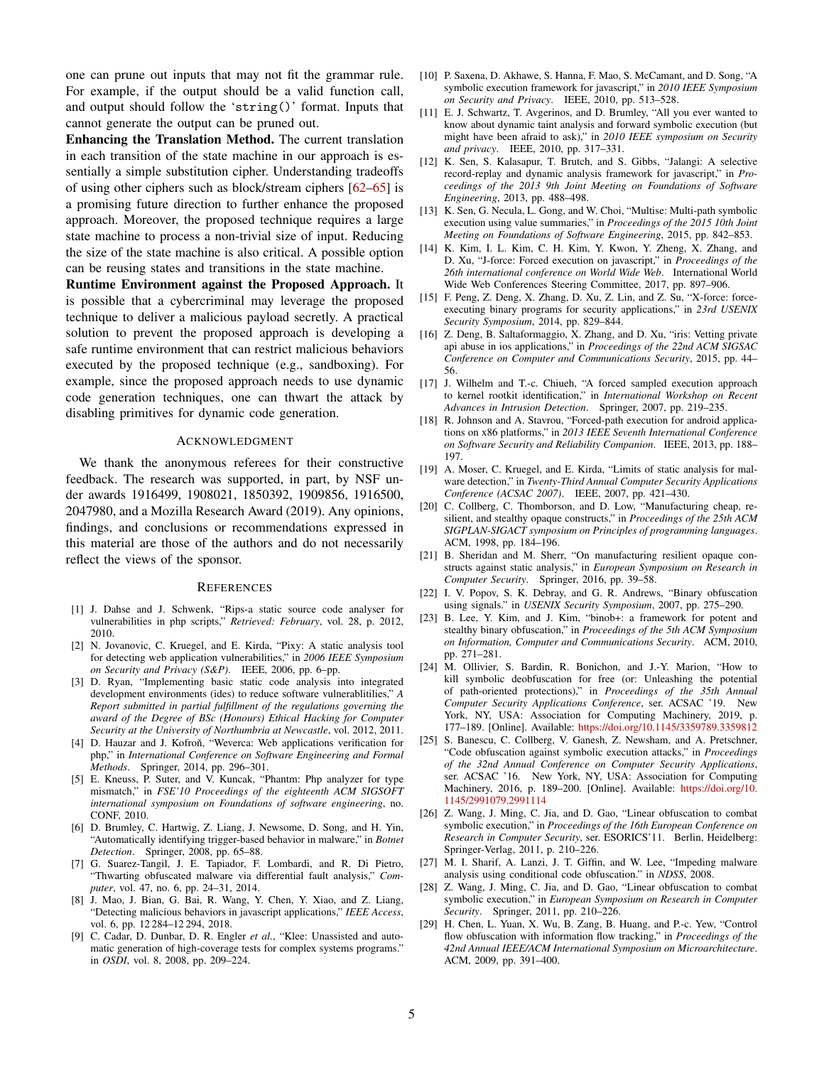one can prune out inputs that may not fit the grammar rule. For example, if the output should be a valid function call, and output should follow the 'string()' format. Inputs that cannot generate the output can be pruned out.

**Enhancing the Translation Method.** The current translation in each transition of the state machine in our approach is essentially a simple substitution cipher. Understanding tradeoffs of using other ciphers such as block/stream ciphers [62–65] is a promising future direction to further enhance the proposed approach. Moreover, the proposed technique requires a large state machine to process a non-trivial size of input. Reducing the size of the state machine is also critical. A possible option can be reusing states and transitions in the state machine.

**Runtime Environment against the Proposed Approach.** It is possible that a cybercriminal may leverage the proposed technique to deliver a malicious payload secretly. A practical solution to prevent the proposed approach is developing a safe runtime environment that can restrict malicious behaviors executed by the proposed technique (e.g., sandboxing). For example, since the proposed approach needs to use dynamic code generation techniques, one can thwart the attack by disabling primitives for dynamic code generation.

## Acknowledgment

We thank the anonymous referees for their constructive feedback. The research was supported, in part, by NSF under awards 1916499, 1908021, 1850392, 1909856, 1916500, 2047980, and a Mozilla Research Award (2019). Any opinions, findings, and conclusions or recommendations expressed in this material are those of the authors and do not necessarily reflect the views of the sponsor.

## References

[1] J. Dahse and J. Schwenk, "Rips-a static source code analyser for vulnerabilities in php scripts," *Retrieved: February*, vol. 28, p. 2012, 2010.

[2] N. Jovanovic, C. Kruegel, and E. Kirda, "Pixy: A static analysis tool for detecting web application vulnerabilities," in *2006 IEEE Symposium on Security and Privacy (S&P)*. IEEE, 2006, pp. 6–pp.

[3] D. Ryan, "Implementing basic static code analysis into integrated development environments (ides) to reduce software vulnerablitilies," *A Report submitted in partial fulfillment of the regulations governing the award of the Degree of BSc (Honours) Ethical Hacking for Computer Security at the University of Northumbria at Newcastle*, vol. 2012, 2011.

[4] D. Hauzar and J. Kofroň, "Weverca: Web applications verification for php," in *International Conference on Software Engineering and Formal Methods*. Springer, 2014, pp. 296–301.

[5] E. Kneuss, P. Suter, and V. Kuncak, "Phantm: Php analyzer for type mismatch," in *FSE'10 Proceedings of the eighteenth ACM SIGSOFT international symposium on Foundations of software engineering*, no. CONF, 2010.

[6] D. Brumley, C. Hartwig, Z. Liang, J. Newsome, D. Song, and H. Yin, "Automatically identifying trigger-based behavior in malware," in *Botnet Detection*. Springer, 2008, pp. 65–88.

[7] G. Suarez-Tangil, J. E. Tapiador, F. Lombardi, and R. Di Pietro, "Thwarting obfuscated malware via differential fault analysis," *Computer*, vol. 47, no. 6, pp. 24–31, 2014.

[8] J. Mao, J. Bian, G. Bai, R. Wang, Y. Chen, Y. Xiao, and Z. Liang, "Detecting malicious behaviors in javascript applications," *IEEE Access*, vol. 6, pp. 12 284–12 294, 2018.

[9] C. Cadar, D. Dunbar, D. R. Engler *et al.*, "Klee: Unassisted and automatic generation of high-coverage tests for complex systems programs." in *OSDI*, vol. 8, 2008, pp. 209–224.

[10] P. Saxena, D. Akhawe, S. Hanna, F. Mao, S. McCamant, and D. Song, "A symbolic execution framework for javascript," in *2010 IEEE Symposium on Security and Privacy*. IEEE, 2010, pp. 513–528.

[11] E. J. Schwartz, T. Avgerinos, and D. Brumley, "All you ever wanted to know about dynamic taint analysis and forward symbolic execution (but might have been afraid to ask)," in *2010 IEEE symposium on Security and privacy*. IEEE, 2010, pp. 317–331.

[12] K. Sen, S. Kalasapur, T. Brutch, and S. Gibbs, "Jalangi: A selective record-replay and dynamic analysis framework for javascript," in *Proceedings of the 2013 9th Joint Meeting on Foundations of Software Engineering*, 2013, pp. 488–498.

[13] K. Sen, G. Necula, L. Gong, and W. Choi, "Multise: Multi-path symbolic execution using value summaries," in *Proceedings of the 2015 10th Joint Meeting on Foundations of Software Engineering*, 2015, pp. 842–853.

[14] K. Kim, I. L. Kim, C. H. Kim, Y. Kwon, Y. Zheng, X. Zhang, and D. Xu, "J-force: Forced execution on javascript," in *Proceedings of the 26th international conference on World Wide Web*. International World Wide Web Conferences Steering Committee, 2017, pp. 897–906.

[15] F. Peng, Z. Deng, X. Zhang, D. Xu, Z. Lin, and Z. Su, "X-force: force-executing binary programs for security applications," in *23rd USENIX Security Symposium*, 2014, pp. 829–844.

[16] Z. Deng, B. Saltaformaggio, X. Zhang, and D. Xu, "iris: Vetting private api abuse in ios applications," in *Proceedings of the 22nd ACM SIGSAC Conference on Computer and Communications Security*, 2015, pp. 44–56.

[17] J. Wilhelm and T.-c. Chiueh, "A forced sampled execution approach to kernel rootkit identification," in *International Workshop on Recent Advances in Intrusion Detection*. Springer, 2007, pp. 219–235.

[18] R. Johnson and A. Stavrou, "Forced-path execution for android applications on x86 platforms," in *2013 IEEE Seventh International Conference on Software Security and Reliability Companion*. IEEE, 2013, pp. 188–197.

[19] A. Moser, C. Kruegel, and E. Kirda, "Limits of static analysis for malware detection," in *Twenty-Third Annual Computer Security Applications Conference (ACSAC 2007)*. IEEE, 2007, pp. 421–430.

[20] C. Collberg, C. Thomborson, and D. Low, "Manufacturing cheap, resilient, and stealthy opaque constructs," in *Proceedings of the 25th ACM SIGPLAN-SIGACT symposium on Principles of programming languages*. ACM, 1998, pp. 184–196.

[21] B. Sheridan and M. Sherr, "On manufacturing resilient opaque constructs against static analysis," in *European Symposium on Research in Computer Security*. Springer, 2016, pp. 39–58.

[22] I. V. Popov, S. K. Debray, and G. R. Andrews, "Binary obfuscation using signals." in *USENIX Security Symposium*, 2007, pp. 275–290.

[23] B. Lee, Y. Kim, and J. Kim, "binob+: a framework for potent and stealthy binary obfuscation," in *Proceedings of the 5th ACM Symposium on Information, Computer and Communications Security*. ACM, 2010, pp. 271–281.

[24] M. Ollivier, S. Bardin, R. Bonichon, and J.-Y. Marion, "How to kill symbolic deobfuscation for free (or: Unleashing the potential of path-oriented protections)," in *Proceedings of the 35th Annual Computer Security Applications Conference*, ser. ACSAC '19. New York, NY, USA: Association for Computing Machinery, 2019, p. 177–189. [Online]. Available: https://doi.org/10.1145/3359789.3359812

[25] S. Banescu, C. Collberg, V. Ganesh, Z. Newsham, and A. Pretschner, "Code obfuscation against symbolic execution attacks," in *Proceedings of the 32nd Annual Conference on Computer Security Applications*, ser. ACSAC '16. New York, NY, USA: Association for Computing Machinery, 2016, p. 189–200. [Online]. Available: https://doi.org/10.1145/2991079.2991114

[26] Z. Wang, J. Ming, C. Jia, and D. Gao, "Linear obfuscation to combat symbolic execution," in *Proceedings of the 16th European Conference on Research in Computer Security*, ser. ESORICS'11. Berlin, Heidelberg: Springer-Verlag, 2011, p. 210–226.

[27] M. I. Sharif, A. Lanzi, J. T. Giffin, and W. Lee, "Impeding malware analysis using conditional code obfuscation." in *NDSS*, 2008.

[28] Z. Wang, J. Ming, C. Jia, and D. Gao, "Linear obfuscation to combat symbolic execution," in *European Symposium on Research in Computer Security*. Springer, 2011, pp. 210–226.

[29] H. Chen, L. Yuan, X. Wu, B. Zang, B. Huang, and P.-c. Yew, "Control flow obfuscation with information flow tracking," in *Proceedings of the 42nd Annual IEEE/ACM International Symposium on Microarchitecture*. ACM, 2009, pp. 391–400.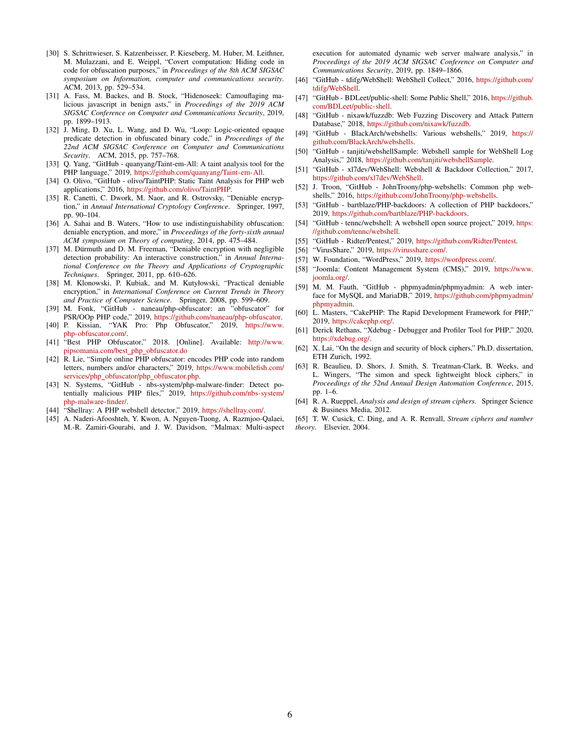[30] S. Schrittwieser, S. Katzenbeisser, P. Kieseberg, M. Huber, M. Leithner, M. Mulazzani, and E. Weippl, "Covert computation: Hiding code in code for obfuscation purposes," in *Proceedings of the 8th ACM SIGSAC symposium on Information, computer and communications security*. ACM, 2013, pp. 529–534.

[31] A. Fass, M. Backes, and B. Stock, "Hidenoseek: Camouflaging malicious javascript in benign asts," in *Proceedings of the 2019 ACM SIGSAC Conference on Computer and Communications Security*, 2019, pp. 1899–1913.

[32] J. Ming, D. Xu, L. Wang, and D. Wu, "Loop: Logic-oriented opaque predicate detection in obfuscated binary code," in *Proceedings of the 22nd ACM SIGSAC Conference on Computer and Communications Security*. ACM, 2015, pp. 757–768.

[33] Q. Yang, "GitHub - quanyang/Taint-em-All: A taint analysis tool for the PHP language," 2019, https://github.com/quanyang/Taint-em-All.

[34] O. Olivo, "GitHub - olivo/TaintPHP: Static Taint Analysis for PHP web applications," 2016, https://github.com/olivo/TaintPHP.

[35] R. Canetti, C. Dwork, M. Naor, and R. Ostrovsky, "Deniable encryption," in *Annual International Cryptology Conference*. Springer, 1997, pp. 90–104.

[36] A. Sahai and B. Waters, "How to use indistinguishability obfuscation: deniable encryption, and more," in *Proceedings of the forty-sixth annual ACM symposium on Theory of computing*, 2014, pp. 475–484.

[37] M. Dürmuth and D. M. Freeman, "Deniable encryption with negligible detection probability: An interactive construction," in *Annual International Conference on the Theory and Applications of Cryptographic Techniques*. Springer, 2011, pp. 610–626.

[38] M. Klonowski, P. Kubiak, and M. Kutyłowski, "Practical deniable encryption," in *International Conference on Current Trends in Theory and Practice of Computer Science*. Springer, 2008, pp. 599–609.

[39] M. Fonk, "GitHub - naneau/php-obfuscator: an "obfuscator" for PSR/OOp PHP code," 2019, https://github.com/naneau/php-obfuscator.

[40] P. Kissian, "YAK Pro: Php Obfuscator," 2019, https://www.php-obfuscator.com/.

[41] "Best PHP Obfuscator," 2018. [Online]. Available: http://www.pipsomania.com/best_php_obfuscator.do

[42] R. Lie, "Simple online PHP obfuscator: encodes PHP code into random letters, numbers and/or characters," 2019, https://www.mobilefish.com/services/php_obfuscator/php_obfuscator.php.

[43] N. Systems, "GitHub - nbs-system/php-malware-finder: Detect potentially malicious PHP files," 2019, https://github.com/nbs-system/php-malware-finder/.

[44] "Shellray: A PHP webshell detector," 2019, https://shellray.com/.

[45] A. Naderi-Afooshteh, Y. Kwon, A. Nguyen-Tuong, A. Razmjoo-Qalaei, M.-R. Zamiri-Gourabi, and J. W. Davidson, "Malmax: Multi-aspect execution for automated dynamic web server malware analysis," in *Proceedings of the 2019 ACM SIGSAC Conference on Computer and Communications Security*, 2019, pp. 1849–1866.

[46] "GitHub - tdifg/WebShell: WebShell Collect," 2016, https://github.com/tdifg/WebShell.

[47] "GitHub - BDLeet/public-shell: Some Public Shell," 2016, https://github.com/BDLeet/public-shell.

[48] "GitHub - nixawk/fuzzdb: Web Fuzzing Discovery and Attack Pattern Database," 2018, https://github.com/nixawk/fuzzdb.

[49] "GitHub - BlackArch/webshells: Various webshells," 2019, https://github.com/BlackArch/webshells.

[50] "GitHub - tanjiti/webshellSample: Webshell sample for WebShell Log Analysis," 2018, https://github.com/tanjiti/webshellSample.

[51] "GitHub - xl7dev/WebShell: Webshell & Backdoor Collection," 2017, https://github.com/xl7dev/WebShell.

[52] J. Troon, "GitHub - JohnTroony/php-webshells: Common php webshells," 2016, https://github.com/JohnTroony/php-webshells.

[53] "GitHub - bartblaze/PHP-backdoors: A collection of PHP backdoors," 2019, https://github.com/bartblaze/PHP-backdoors.

[54] "GitHub - tennc/webshell: A webshell open source project," 2019, https://github.com/tennc/webshell.

[55] "GitHub - Ridter/Pentest," 2019, https://github.com/Ridter/Pentest.

[56] "VirusShare," 2019, https://virusshare.com/.

[57] W. Foundation, "WordPress," 2019, https://wordpress.com/.

[58] "Joomla: Content Management System (CMS)," 2019, https://www.joomla.org/.

[59] M. M. Fauth, "GitHub - phpmyadmin/phpmyadmin: A web interface for MySQL and MariaDB," 2019, https://github.com/phpmyadmin/phpmyadmin.

[60] L. Masters, "CakePHP: The Rapid Development Framework for PHP," 2019, https://cakephp.org/.

[61] Derick Rethans, "Xdebug - Debugger and Profiler Tool for PHP," 2020, https://xdebug.org/.

[62] X. Lai, "On the design and security of block ciphers," Ph.D. dissertation, ETH Zurich, 1992.

[63] R. Beaulieu, D. Shors, J. Smith, S. Treatman-Clark, B. Weeks, and L. Wingers, "The simon and speck lightweight block ciphers," in *Proceedings of the 52nd Annual Design Automation Conference*, 2015, pp. 1–6.

[64] R. A. Rueppel, *Analysis and design of stream ciphers*. Springer Science & Business Media, 2012.

[65] T. W. Cusick, C. Ding, and A. R. Renvall, *Stream ciphers and number theory*. Elsevier, 2004.